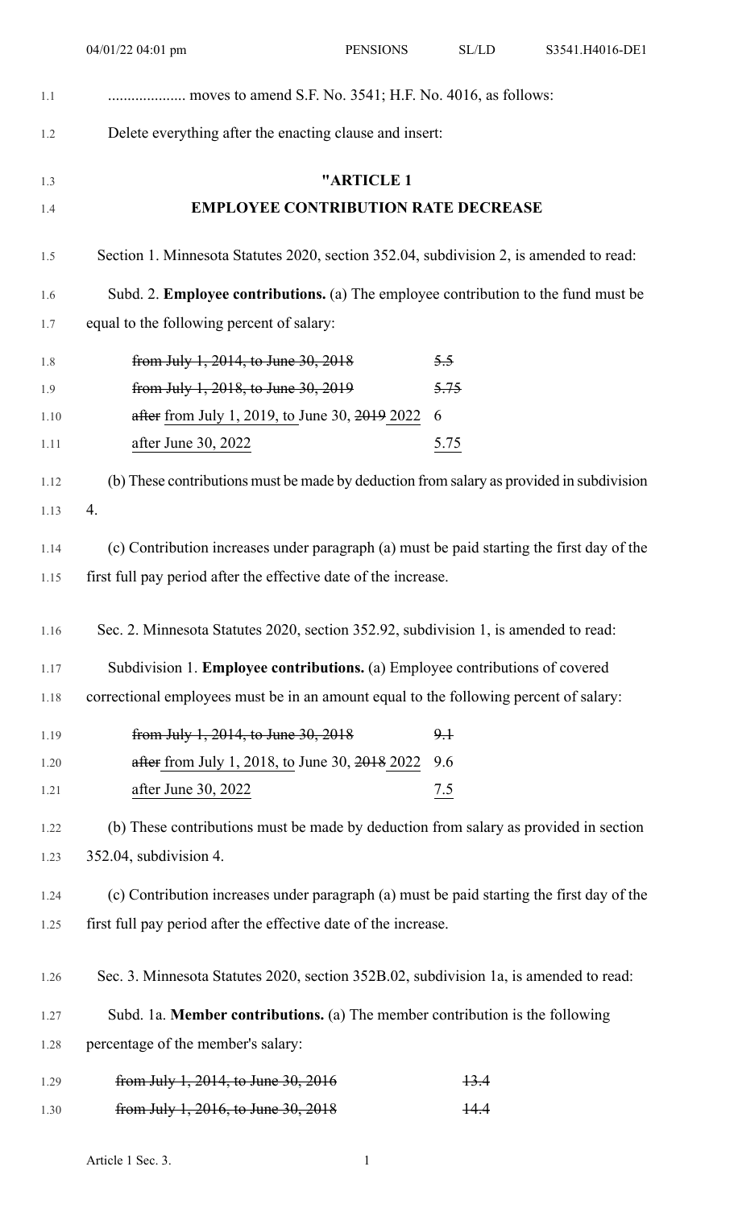.................... moves to amend S.F. No. 3541; H.F. No. 4016, as follows:

Delete everything after the enacting clause and insert:

## "ARTICLE 1
## EMPLOYEE CONTRIBUTION RATE DECREASE

Section 1. Minnesota Statutes 2020, section 352.04, subdivision 2, is amended to read:

Subd. 2. **Employee contributions.** (a) The employee contribution to the fund must be equal to the following percent of salary:

| | |
|---|---|
| ~~from July 1, 2014, to June 30, 2018~~ | ~~5.5~~ |
| ~~from July 1, 2018, to June 30, 2019~~ | ~~5.75~~ |
| ~~after~~ from July 1, 2019, to June 30, ~~2019~~ 2022 | 6 |
| after June 30, 2022 | 5.75 |

(b) These contributions must be made by deduction from salary as provided in subdivision 4.

(c) Contribution increases under paragraph (a) must be paid starting the first day of the first full pay period after the effective date of the increase.

Sec. 2. Minnesota Statutes 2020, section 352.92, subdivision 1, is amended to read:

Subdivision 1. **Employee contributions.** (a) Employee contributions of covered correctional employees must be in an amount equal to the following percent of salary:

| | |
|---|---|
| ~~from July 1, 2014, to June 30, 2018~~ | ~~9.1~~ |
| ~~after~~ from July 1, 2018, to June 30, ~~2018~~ 2022 | 9.6 |
| after June 30, 2022 | 7.5 |

(b) These contributions must be made by deduction from salary as provided in section 352.04, subdivision 4.

(c) Contribution increases under paragraph (a) must be paid starting the first day of the first full pay period after the effective date of the increase.

Sec. 3. Minnesota Statutes 2020, section 352B.02, subdivision 1a, is amended to read:

Subd. 1a. **Member contributions.** (a) The member contribution is the following percentage of the member's salary:

| | |
|---|---|
| ~~from July 1, 2014, to June 30, 2016~~ | ~~13.4~~ |
| ~~from July 1, 2016, to June 30, 2018~~ | ~~14.4~~ |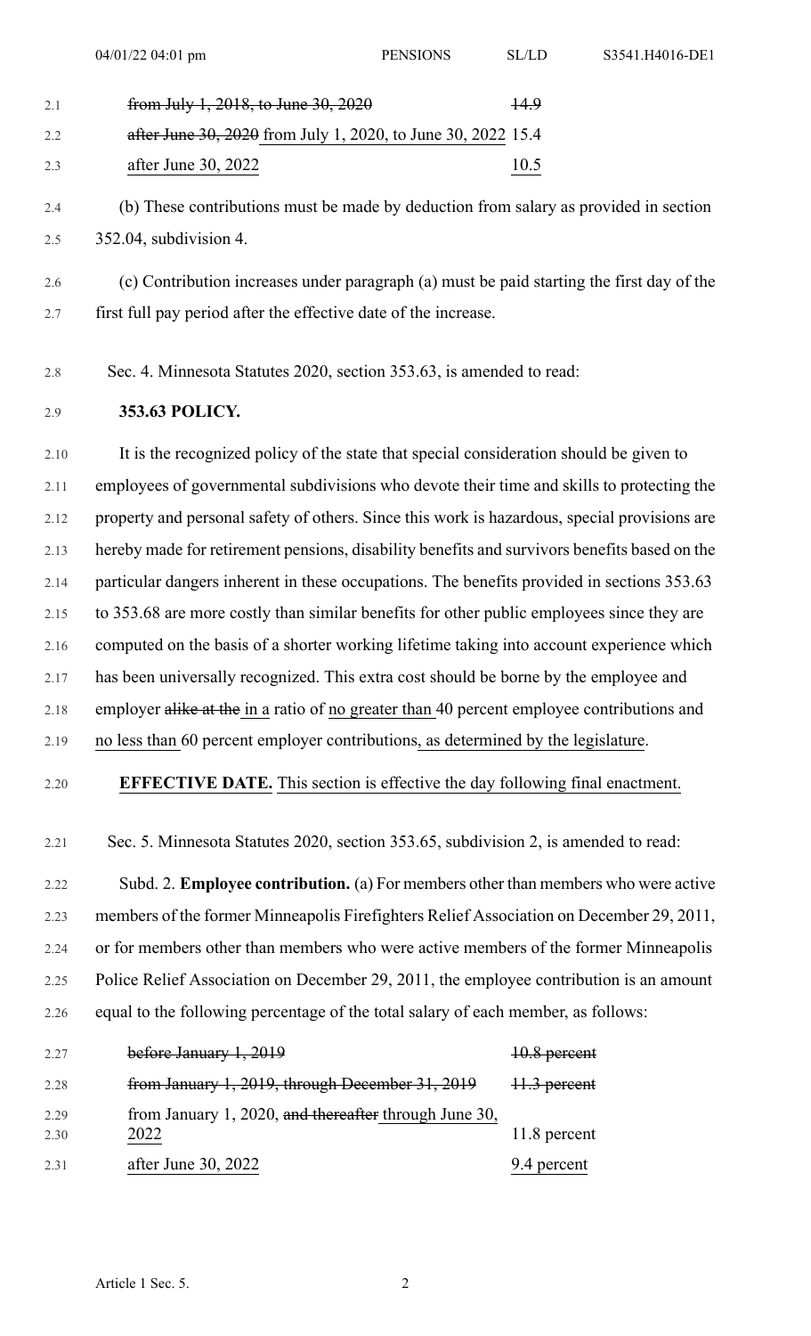| | |
|---|---|
| ~~from July 1, 2018, to June 30, 2020~~ | ~~14.9~~ |
| ~~after June 30, 2020~~ from July 1, 2020, to June 30, 2022 | 15.4 |
| after June 30, 2022 | 10.5 |

(b) These contributions must be made by deduction from salary as provided in section 352.04, subdivision 4.

(c) Contribution increases under paragraph (a) must be paid starting the first day of the first full pay period after the effective date of the increase.

Sec. 4. Minnesota Statutes 2020, section 353.63, is amended to read:

**353.63 POLICY.**

It is the recognized policy of the state that special consideration should be given to employees of governmental subdivisions who devote their time and skills to protecting the property and personal safety of others. Since this work is hazardous, special provisions are hereby made for retirement pensions, disability benefits and survivors benefits based on the particular dangers inherent in these occupations. The benefits provided in sections 353.63 to 353.68 are more costly than similar benefits for other public employees since they are computed on the basis of a shorter working lifetime taking into account experience which has been universally recognized. This extra cost should be borne by the employee and employer ~~alike at the~~ in a ratio of no greater than 40 percent employee contributions and no less than 60 percent employer contributions, as determined by the legislature.

**EFFECTIVE DATE.** This section is effective the day following final enactment.

Sec. 5. Minnesota Statutes 2020, section 353.65, subdivision 2, is amended to read:

Subd. 2. **Employee contribution.** (a) For members other than members who were active members of the former Minneapolis Firefighters Relief Association on December 29, 2011, or for members other than members who were active members of the former Minneapolis Police Relief Association on December 29, 2011, the employee contribution is an amount equal to the following percentage of the total salary of each member, as follows:

| | |
|---|---|
| ~~before January 1, 2019~~ | ~~10.8 percent~~ |
| ~~from January 1, 2019, through December 31, 2019~~ | ~~11.3 percent~~ |
| from January 1, 2020, ~~and thereafter~~ through June 30, 2022 | 11.8 percent |
| after June 30, 2022 | 9.4 percent |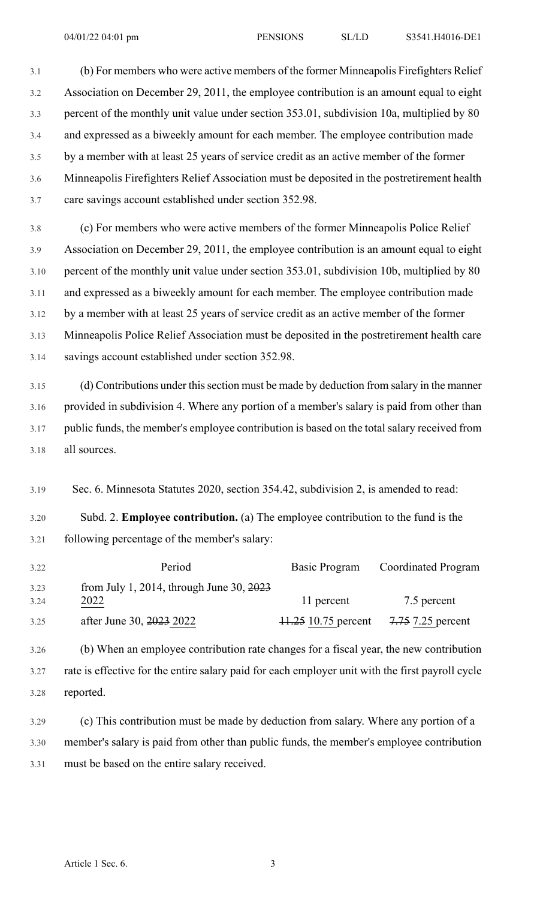(b) For members who were active members of the former Minneapolis Firefighters Relief Association on December 29, 2011, the employee contribution is an amount equal to eight percent of the monthly unit value under section 353.01, subdivision 10a, multiplied by 80 and expressed as a biweekly amount for each member. The employee contribution made by a member with at least 25 years of service credit as an active member of the former Minneapolis Firefighters Relief Association must be deposited in the postretirement health care savings account established under section 352.98.

(c) For members who were active members of the former Minneapolis Police Relief Association on December 29, 2011, the employee contribution is an amount equal to eight percent of the monthly unit value under section 353.01, subdivision 10b, multiplied by 80 and expressed as a biweekly amount for each member. The employee contribution made by a member with at least 25 years of service credit as an active member of the former Minneapolis Police Relief Association must be deposited in the postretirement health care savings account established under section 352.98.

(d) Contributions under this section must be made by deduction from salary in the manner provided in subdivision 4. Where any portion of a member's salary is paid from other than public funds, the member's employee contribution is based on the total salary received from all sources.

Sec. 6. Minnesota Statutes 2020, section 354.42, subdivision 2, is amended to read:

Subd. 2. **Employee contribution.** (a) The employee contribution to the fund is the following percentage of the member's salary:

| Period | Basic Program | Coordinated Program |
|---|---|---|
| from July 1, 2014, through June 30, ~~2023~~ 2022 | 11 percent | 7.5 percent |
| after June 30, ~~2023~~ 2022 | ~~11.25~~ 10.75 percent | ~~7.75~~ 7.25 percent |

(b) When an employee contribution rate changes for a fiscal year, the new contribution rate is effective for the entire salary paid for each employer unit with the first payroll cycle reported.

(c) This contribution must be made by deduction from salary. Where any portion of a member's salary is paid from other than public funds, the member's employee contribution must be based on the entire salary received.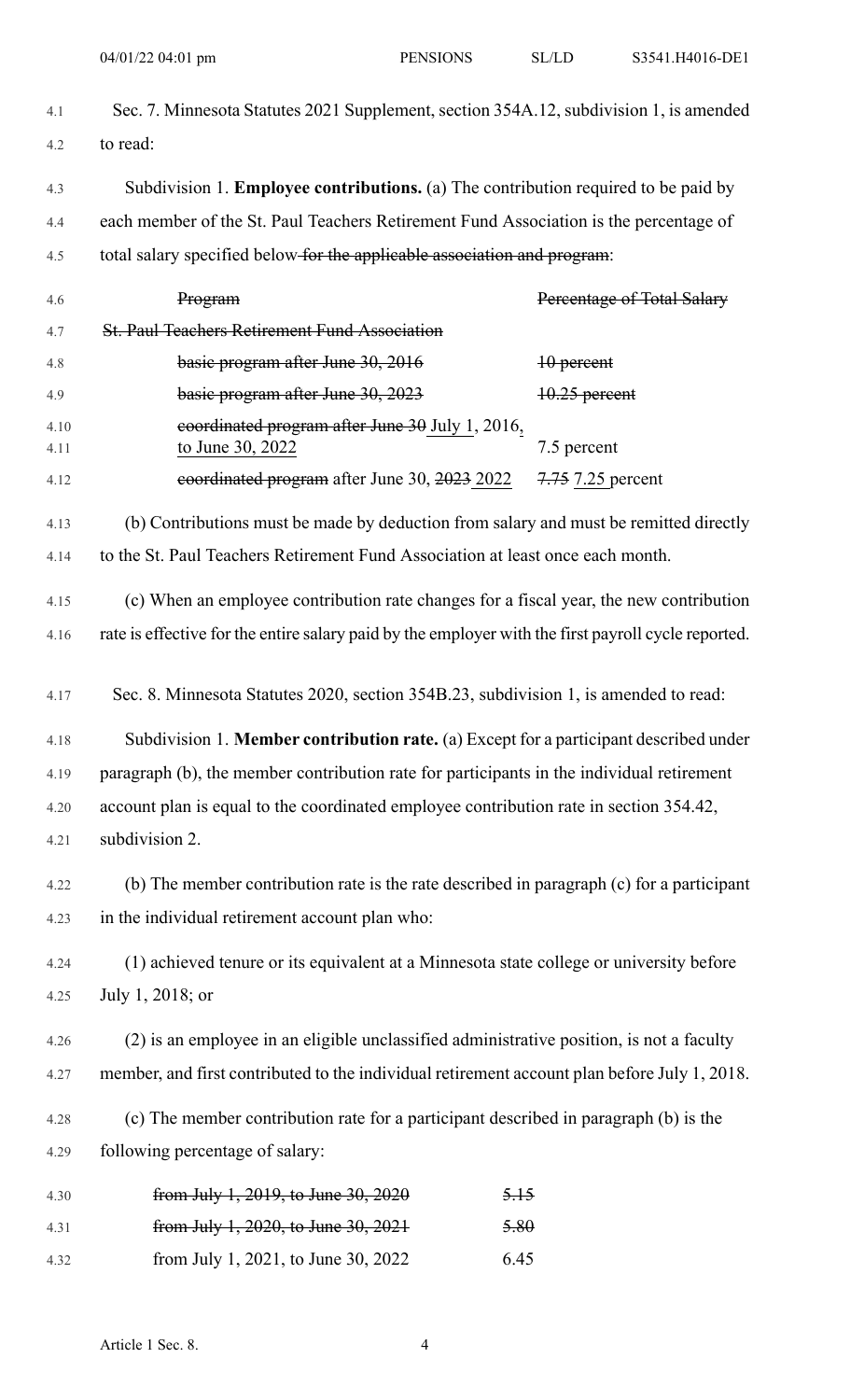Sec. 7. Minnesota Statutes 2021 Supplement, section 354A.12, subdivision 1, is amended to read:

Subdivision 1. **Employee contributions.** (a) The contribution required to be paid by each member of the St. Paul Teachers Retirement Fund Association is the percentage of total salary specified below ~~for the applicable association and program~~:

| ~~Program~~ | ~~Percentage of Total Salary~~ |
|---|---|
| ~~St. Paul Teachers Retirement Fund Association~~ | |
| ~~basic program after June 30, 2016~~ | ~~10 percent~~ |
| ~~basic program after June 30, 2023~~ | ~~10.25 percent~~ |
| ~~coordinated program after June 30~~ July 1, 2016, to June 30, 2022 | 7.5 percent |
| ~~coordinated program~~ after June 30, ~~2023~~ 2022 | ~~7.75~~ 7.25 percent |

(b) Contributions must be made by deduction from salary and must be remitted directly to the St. Paul Teachers Retirement Fund Association at least once each month.

(c) When an employee contribution rate changes for a fiscal year, the new contribution rate is effective for the entire salary paid by the employer with the first payroll cycle reported.

Sec. 8. Minnesota Statutes 2020, section 354B.23, subdivision 1, is amended to read:

Subdivision 1. **Member contribution rate.** (a) Except for a participant described under paragraph (b), the member contribution rate for participants in the individual retirement account plan is equal to the coordinated employee contribution rate in section 354.42, subdivision 2.

(b) The member contribution rate is the rate described in paragraph (c) for a participant in the individual retirement account plan who:

(1) achieved tenure or its equivalent at a Minnesota state college or university before July 1, 2018; or

(2) is an employee in an eligible unclassified administrative position, is not a faculty member, and first contributed to the individual retirement account plan before July 1, 2018.

(c) The member contribution rate for a participant described in paragraph (b) is the following percentage of salary:

| | |
|---|---|
| ~~from July 1, 2019, to June 30, 2020~~ | ~~5.15~~ |
| ~~from July 1, 2020, to June 30, 2021~~ | ~~5.80~~ |
| from July 1, 2021, to June 30, 2022 | 6.45 |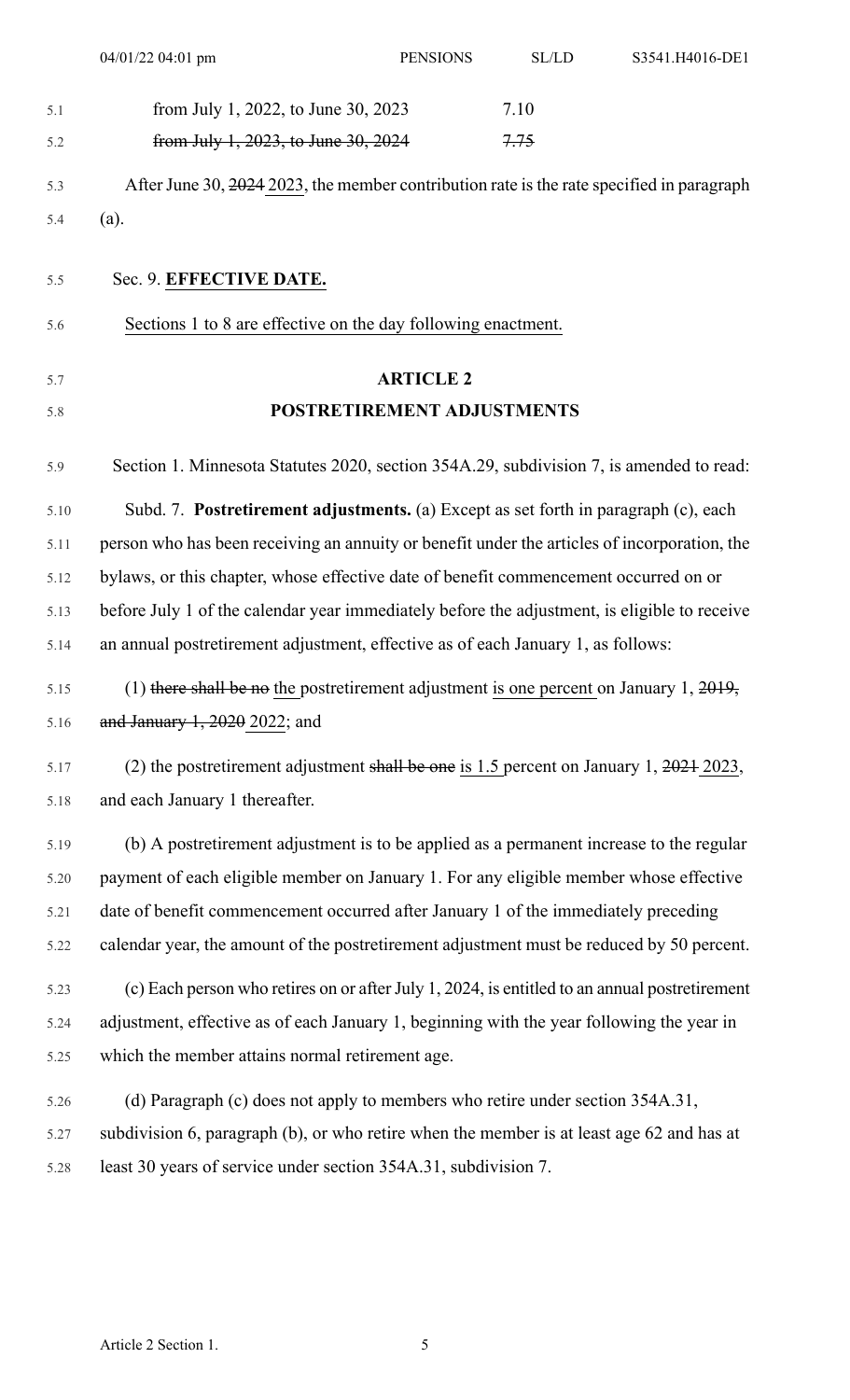from July 1, 2022, to June 30, 2023 7.10

~~from July 1, 2023, to June 30, 2024~~ ~~7.75~~

After June 30, ~~2024~~ 2023, the member contribution rate is the rate specified in paragraph (a).

Sec. 9. **EFFECTIVE DATE.**

Sections 1 to 8 are effective on the day following enactment.

## ARTICLE 2
## POSTRETIREMENT ADJUSTMENTS

Section 1. Minnesota Statutes 2020, section 354A.29, subdivision 7, is amended to read:

Subd. 7. **Postretirement adjustments.** (a) Except as set forth in paragraph (c), each person who has been receiving an annuity or benefit under the articles of incorporation, the bylaws, or this chapter, whose effective date of benefit commencement occurred on or before July 1 of the calendar year immediately before the adjustment, is eligible to receive an annual postretirement adjustment, effective as of each January 1, as follows:

(1) ~~there shall be no~~ the postretirement adjustment is one percent on January 1, ~~2019, and January 1, 2020~~ 2022; and

(2) the postretirement adjustment ~~shall be one~~ is 1.5 percent on January 1, ~~2021~~ 2023, and each January 1 thereafter.

(b) A postretirement adjustment is to be applied as a permanent increase to the regular payment of each eligible member on January 1. For any eligible member whose effective date of benefit commencement occurred after January 1 of the immediately preceding calendar year, the amount of the postretirement adjustment must be reduced by 50 percent.

(c) Each person who retires on or after July 1, 2024, is entitled to an annual postretirement adjustment, effective as of each January 1, beginning with the year following the year in which the member attains normal retirement age.

(d) Paragraph (c) does not apply to members who retire under section 354A.31, subdivision 6, paragraph (b), or who retire when the member is at least age 62 and has at least 30 years of service under section 354A.31, subdivision 7.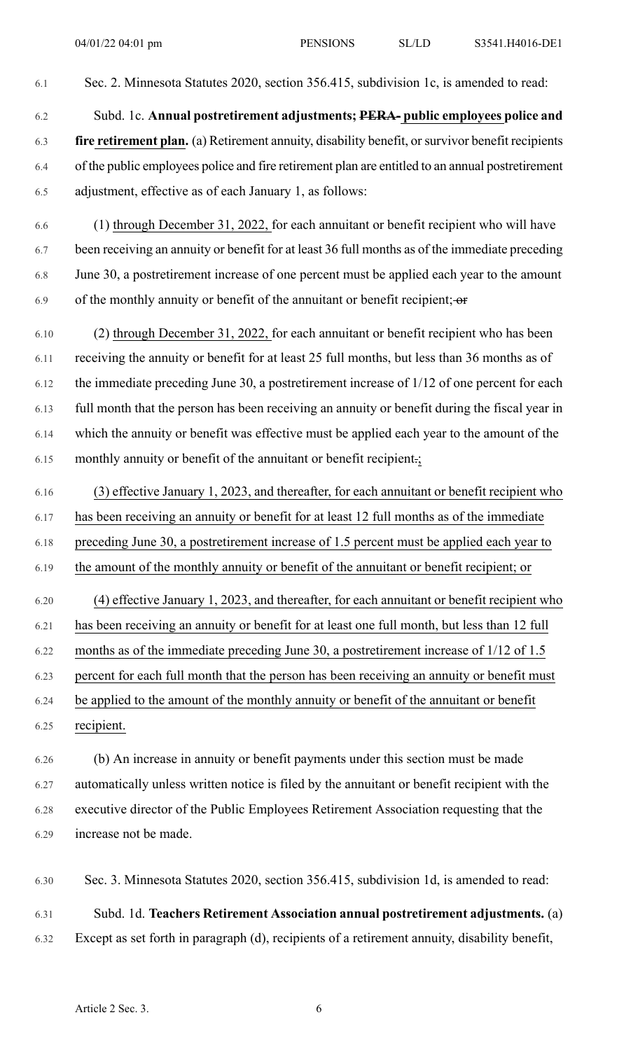Sec. 2. Minnesota Statutes 2020, section 356.415, subdivision 1c, is amended to read:

Subd. 1c. **Annual postretirement adjustments; ~~PERA~~ public employees police and fire retirement plan.** (a) Retirement annuity, disability benefit, or survivor benefit recipients of the public employees police and fire retirement plan are entitled to an annual postretirement adjustment, effective as of each January 1, as follows:

(1) through December 31, 2022, for each annuitant or benefit recipient who will have been receiving an annuity or benefit for at least 36 full months as of the immediate preceding June 30, a postretirement increase of one percent must be applied each year to the amount of the monthly annuity or benefit of the annuitant or benefit recipient; ~~or~~

(2) through December 31, 2022, for each annuitant or benefit recipient who has been receiving the annuity or benefit for at least 25 full months, but less than 36 months as of the immediate preceding June 30, a postretirement increase of 1/12 of one percent for each full month that the person has been receiving an annuity or benefit during the fiscal year in which the annuity or benefit was effective must be applied each year to the amount of the monthly annuity or benefit of the annuitant or benefit recipient~~.~~;

(3) effective January 1, 2023, and thereafter, for each annuitant or benefit recipient who has been receiving an annuity or benefit for at least 12 full months as of the immediate preceding June 30, a postretirement increase of 1.5 percent must be applied each year to the amount of the monthly annuity or benefit of the annuitant or benefit recipient; or

(4) effective January 1, 2023, and thereafter, for each annuitant or benefit recipient who has been receiving an annuity or benefit for at least one full month, but less than 12 full months as of the immediate preceding June 30, a postretirement increase of 1/12 of 1.5 percent for each full month that the person has been receiving an annuity or benefit must be applied to the amount of the monthly annuity or benefit of the annuitant or benefit recipient.

(b) An increase in annuity or benefit payments under this section must be made automatically unless written notice is filed by the annuitant or benefit recipient with the executive director of the Public Employees Retirement Association requesting that the increase not be made.

Sec. 3. Minnesota Statutes 2020, section 356.415, subdivision 1d, is amended to read:

Subd. 1d. **Teachers Retirement Association annual postretirement adjustments.** (a) Except as set forth in paragraph (d), recipients of a retirement annuity, disability benefit,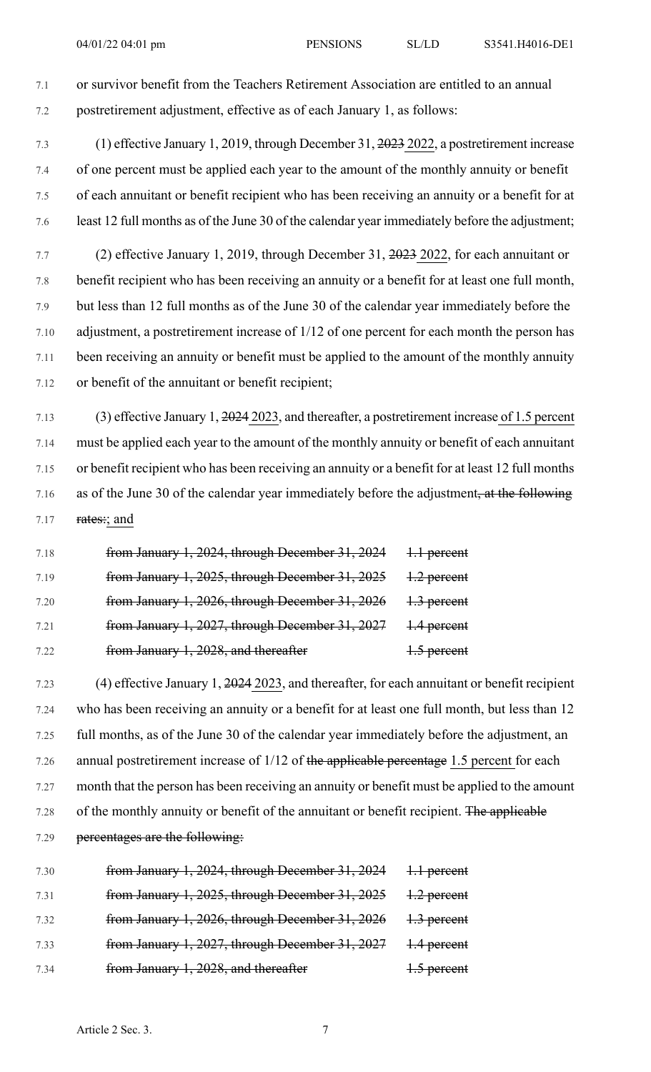or survivor benefit from the Teachers Retirement Association are entitled to an annual postretirement adjustment, effective as of each January 1, as follows:

(1) effective January 1, 2019, through December 31, ~~2023~~ <u>2022</u>, a postretirement increase of one percent must be applied each year to the amount of the monthly annuity or benefit of each annuitant or benefit recipient who has been receiving an annuity or a benefit for at least 12 full months as of the June 30 of the calendar year immediately before the adjustment;

(2) effective January 1, 2019, through December 31, ~~2023~~ <u>2022</u>, for each annuitant or benefit recipient who has been receiving an annuity or a benefit for at least one full month, but less than 12 full months as of the June 30 of the calendar year immediately before the adjustment, a postretirement increase of 1/12 of one percent for each month the person has been receiving an annuity or benefit must be applied to the amount of the monthly annuity or benefit of the annuitant or benefit recipient;

(3) effective January 1, ~~2024~~ <u>2023</u>, and thereafter, a postretirement increase <u>of 1.5 percent</u> must be applied each year to the amount of the monthly annuity or benefit of each annuitant or benefit recipient who has been receiving an annuity or a benefit for at least 12 full months as of the June 30 of the calendar year immediately before the adjustment~~, at the following rates:~~<u>; and</u>

| | |
|---|---|
| ~~from January 1, 2024, through December 31, 2024~~ | ~~1.1 percent~~ |
| ~~from January 1, 2025, through December 31, 2025~~ | ~~1.2 percent~~ |
| ~~from January 1, 2026, through December 31, 2026~~ | ~~1.3 percent~~ |
| ~~from January 1, 2027, through December 31, 2027~~ | ~~1.4 percent~~ |
| ~~from January 1, 2028, and thereafter~~ | ~~1.5 percent~~ |

(4) effective January 1, ~~2024~~ <u>2023</u>, and thereafter, for each annuitant or benefit recipient who has been receiving an annuity or a benefit for at least one full month, but less than 12 full months, as of the June 30 of the calendar year immediately before the adjustment, an annual postretirement increase of 1/12 of ~~the applicable percentage~~ <u>1.5 percent</u> for each month that the person has been receiving an annuity or benefit must be applied to the amount of the monthly annuity or benefit of the annuitant or benefit recipient. ~~The applicable percentages are the following:~~

| | |
|---|---|
| ~~from January 1, 2024, through December 31, 2024~~ | ~~1.1 percent~~ |
| ~~from January 1, 2025, through December 31, 2025~~ | ~~1.2 percent~~ |
| ~~from January 1, 2026, through December 31, 2026~~ | ~~1.3 percent~~ |
| ~~from January 1, 2027, through December 31, 2027~~ | ~~1.4 percent~~ |
| ~~from January 1, 2028, and thereafter~~ | ~~1.5 percent~~ |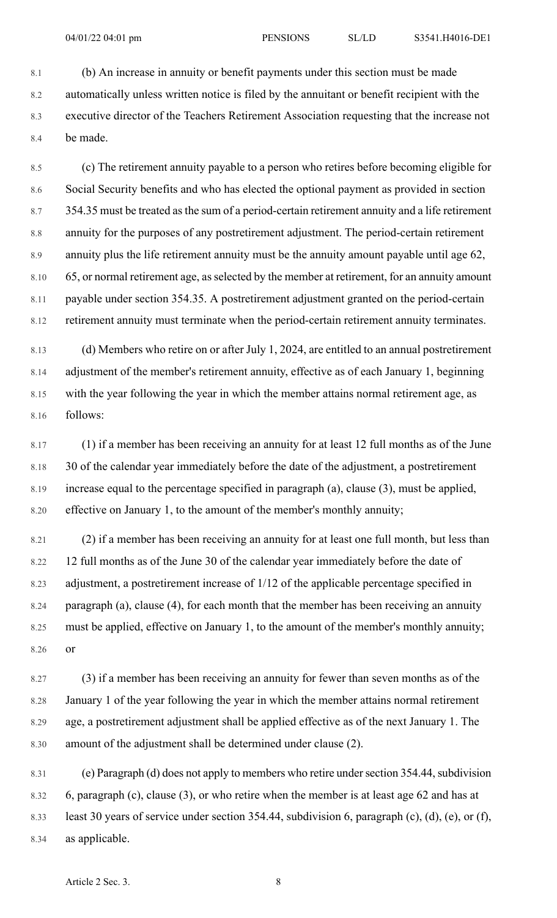(b) An increase in annuity or benefit payments under this section must be made automatically unless written notice is filed by the annuitant or benefit recipient with the executive director of the Teachers Retirement Association requesting that the increase not be made.

(c) The retirement annuity payable to a person who retires before becoming eligible for Social Security benefits and who has elected the optional payment as provided in section 354.35 must be treated as the sum of a period-certain retirement annuity and a life retirement annuity for the purposes of any postretirement adjustment. The period-certain retirement annuity plus the life retirement annuity must be the annuity amount payable until age 62, 65, or normal retirement age, as selected by the member at retirement, for an annuity amount payable under section 354.35. A postretirement adjustment granted on the period-certain retirement annuity must terminate when the period-certain retirement annuity terminates.

(d) Members who retire on or after July 1, 2024, are entitled to an annual postretirement adjustment of the member's retirement annuity, effective as of each January 1, beginning with the year following the year in which the member attains normal retirement age, as follows:

(1) if a member has been receiving an annuity for at least 12 full months as of the June 30 of the calendar year immediately before the date of the adjustment, a postretirement increase equal to the percentage specified in paragraph (a), clause (3), must be applied, effective on January 1, to the amount of the member's monthly annuity;

(2) if a member has been receiving an annuity for at least one full month, but less than 12 full months as of the June 30 of the calendar year immediately before the date of adjustment, a postretirement increase of 1/12 of the applicable percentage specified in paragraph (a), clause (4), for each month that the member has been receiving an annuity must be applied, effective on January 1, to the amount of the member's monthly annuity; or

(3) if a member has been receiving an annuity for fewer than seven months as of the January 1 of the year following the year in which the member attains normal retirement age, a postretirement adjustment shall be applied effective as of the next January 1. The amount of the adjustment shall be determined under clause (2).

(e) Paragraph (d) does not apply to members who retire under section 354.44, subdivision 6, paragraph (c), clause (3), or who retire when the member is at least age 62 and has at least 30 years of service under section 354.44, subdivision 6, paragraph (c), (d), (e), or (f), as applicable.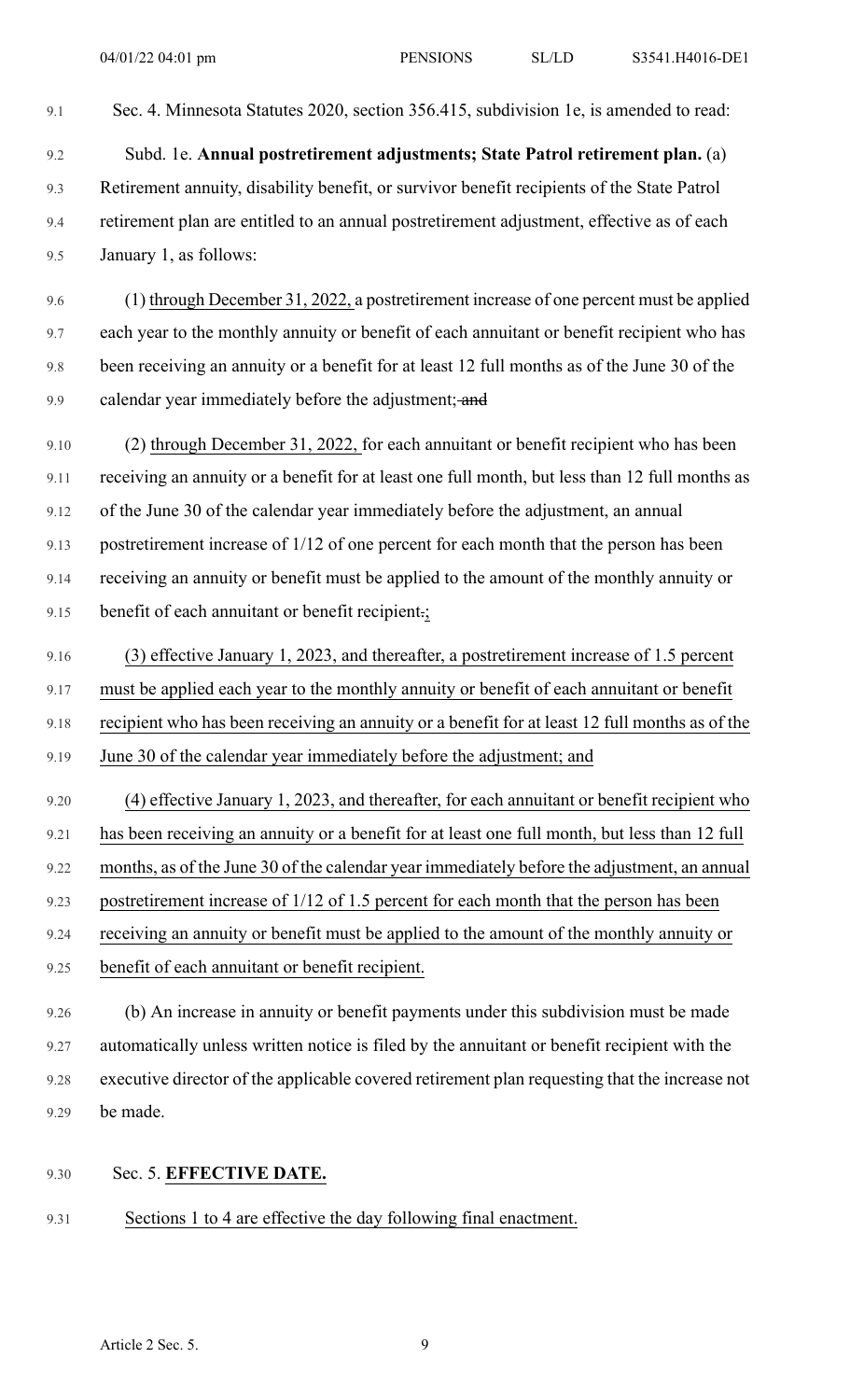Sec. 4. Minnesota Statutes 2020, section 356.415, subdivision 1e, is amended to read:

Subd. 1e. **Annual postretirement adjustments; State Patrol retirement plan.** (a) Retirement annuity, disability benefit, or survivor benefit recipients of the State Patrol retirement plan are entitled to an annual postretirement adjustment, effective as of each January 1, as follows:

(1) through December 31, 2022, a postretirement increase of one percent must be applied each year to the monthly annuity or benefit of each annuitant or benefit recipient who has been receiving an annuity or a benefit for at least 12 full months as of the June 30 of the calendar year immediately before the adjustment; ~~and~~

(2) through December 31, 2022, for each annuitant or benefit recipient who has been receiving an annuity or a benefit for at least one full month, but less than 12 full months as of the June 30 of the calendar year immediately before the adjustment, an annual postretirement increase of 1/12 of one percent for each month that the person has been receiving an annuity or benefit must be applied to the amount of the monthly annuity or benefit of each annuitant or benefit recipient~~.~~;

(3) effective January 1, 2023, and thereafter, a postretirement increase of 1.5 percent must be applied each year to the monthly annuity or benefit of each annuitant or benefit recipient who has been receiving an annuity or a benefit for at least 12 full months as of the June 30 of the calendar year immediately before the adjustment; and

(4) effective January 1, 2023, and thereafter, for each annuitant or benefit recipient who has been receiving an annuity or a benefit for at least one full month, but less than 12 full months, as of the June 30 of the calendar year immediately before the adjustment, an annual postretirement increase of 1/12 of 1.5 percent for each month that the person has been receiving an annuity or benefit must be applied to the amount of the monthly annuity or benefit of each annuitant or benefit recipient.

(b) An increase in annuity or benefit payments under this subdivision must be made automatically unless written notice is filed by the annuitant or benefit recipient with the executive director of the applicable covered retirement plan requesting that the increase not be made.

Sec. 5. **EFFECTIVE DATE.**

Sections 1 to 4 are effective the day following final enactment.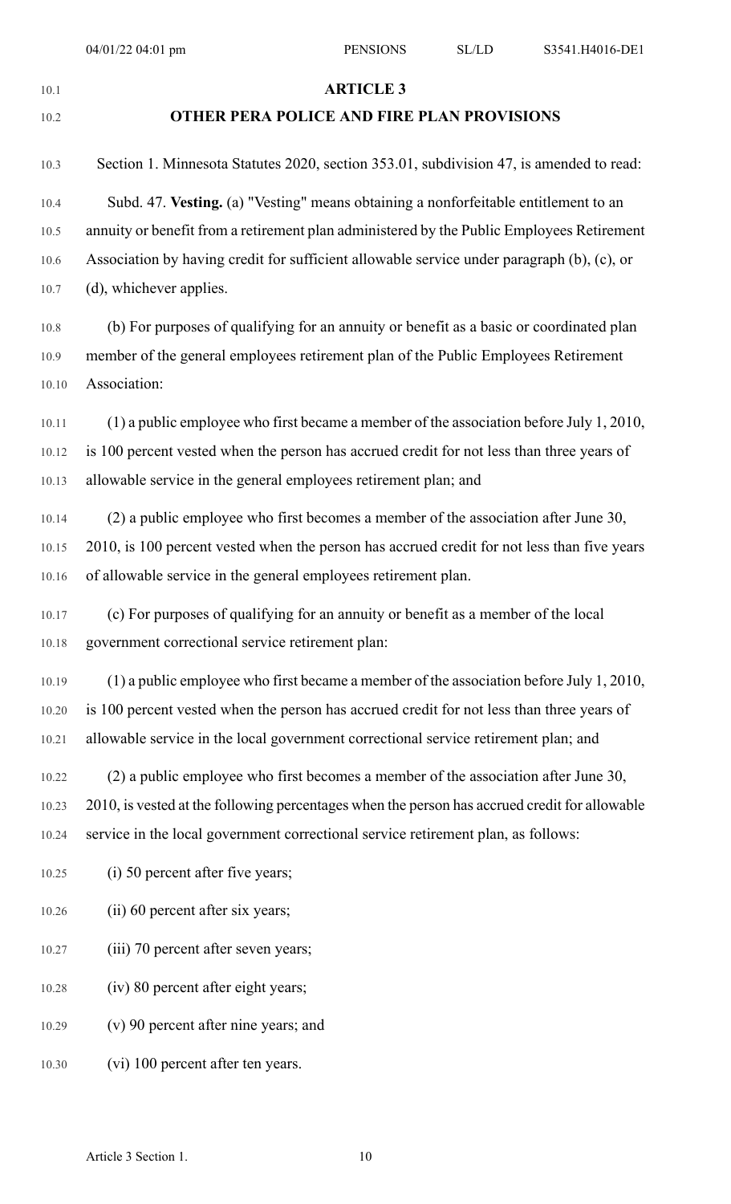## ARTICLE 3

## OTHER PERA POLICE AND FIRE PLAN PROVISIONS

Section 1. Minnesota Statutes 2020, section 353.01, subdivision 47, is amended to read:

Subd. 47. **Vesting.** (a) "Vesting" means obtaining a nonforfeitable entitlement to an annuity or benefit from a retirement plan administered by the Public Employees Retirement Association by having credit for sufficient allowable service under paragraph (b), (c), or (d), whichever applies.

(b) For purposes of qualifying for an annuity or benefit as a basic or coordinated plan member of the general employees retirement plan of the Public Employees Retirement Association:

(1) a public employee who first became a member of the association before July 1, 2010, is 100 percent vested when the person has accrued credit for not less than three years of allowable service in the general employees retirement plan; and

(2) a public employee who first becomes a member of the association after June 30, 2010, is 100 percent vested when the person has accrued credit for not less than five years of allowable service in the general employees retirement plan.

(c) For purposes of qualifying for an annuity or benefit as a member of the local government correctional service retirement plan:

(1) a public employee who first became a member of the association before July 1, 2010, is 100 percent vested when the person has accrued credit for not less than three years of allowable service in the local government correctional service retirement plan; and

(2) a public employee who first becomes a member of the association after June 30, 2010, is vested at the following percentages when the person has accrued credit for allowable service in the local government correctional service retirement plan, as follows:

(i) 50 percent after five years;

(ii) 60 percent after six years;

(iii) 70 percent after seven years;

(iv) 80 percent after eight years;

(v) 90 percent after nine years; and

(vi) 100 percent after ten years.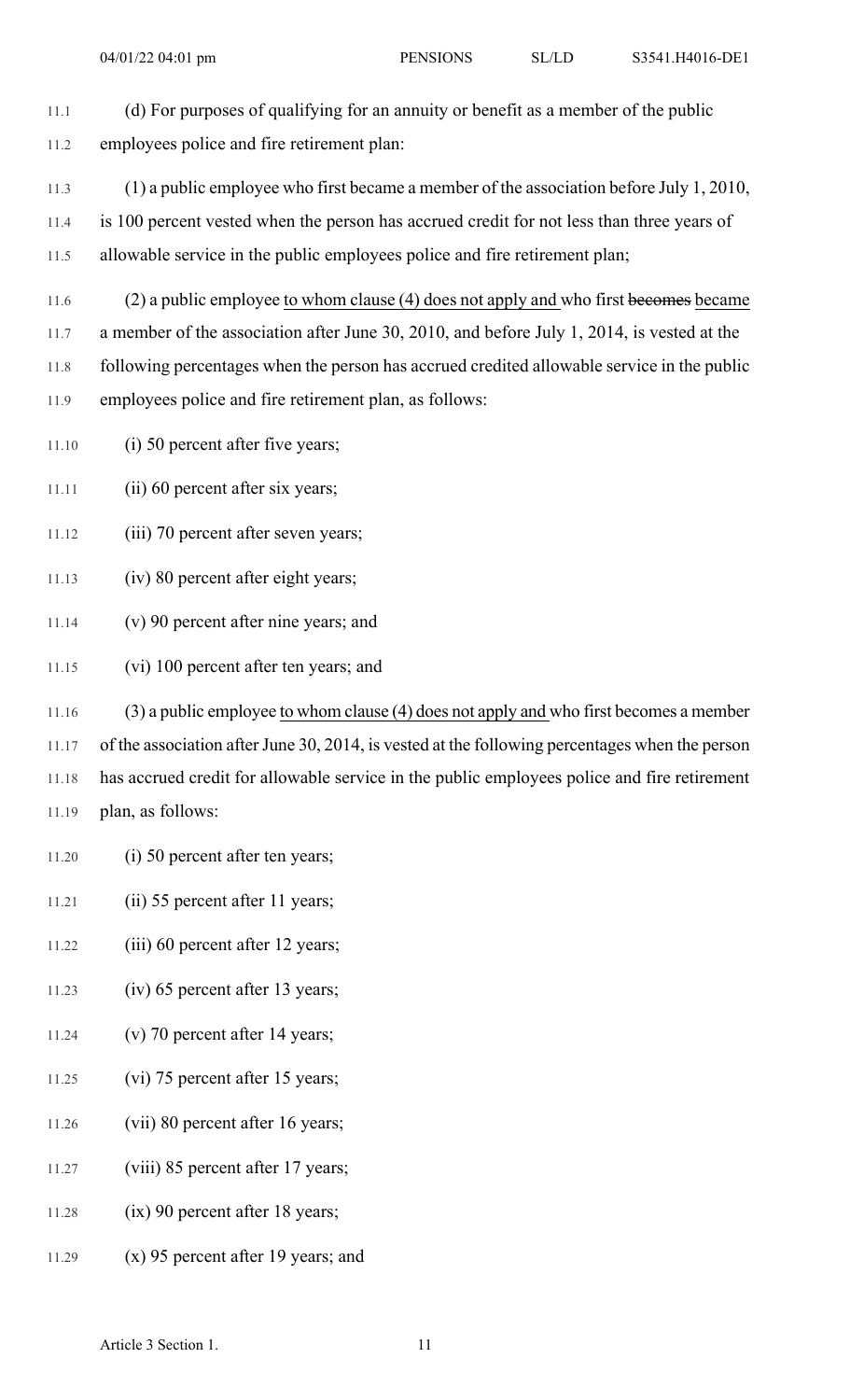(d) For purposes of qualifying for an annuity or benefit as a member of the public employees police and fire retirement plan:

(1) a public employee who first became a member of the association before July 1, 2010, is 100 percent vested when the person has accrued credit for not less than three years of allowable service in the public employees police and fire retirement plan;

(2) a public employee to whom clause (4) does not apply and who first ~~becomes~~ became a member of the association after June 30, 2010, and before July 1, 2014, is vested at the following percentages when the person has accrued credited allowable service in the public employees police and fire retirement plan, as follows:

(i) 50 percent after five years;

(ii) 60 percent after six years;

(iii) 70 percent after seven years;

(iv) 80 percent after eight years;

(v) 90 percent after nine years; and

(vi) 100 percent after ten years; and

(3) a public employee to whom clause (4) does not apply and who first becomes a member of the association after June 30, 2014, is vested at the following percentages when the person has accrued credit for allowable service in the public employees police and fire retirement plan, as follows:

(i) 50 percent after ten years;

(ii) 55 percent after 11 years;

(iii) 60 percent after 12 years;

(iv) 65 percent after 13 years;

(v) 70 percent after 14 years;

(vi) 75 percent after 15 years;

(vii) 80 percent after 16 years;

(viii) 85 percent after 17 years;

(ix) 90 percent after 18 years;

(x) 95 percent after 19 years; and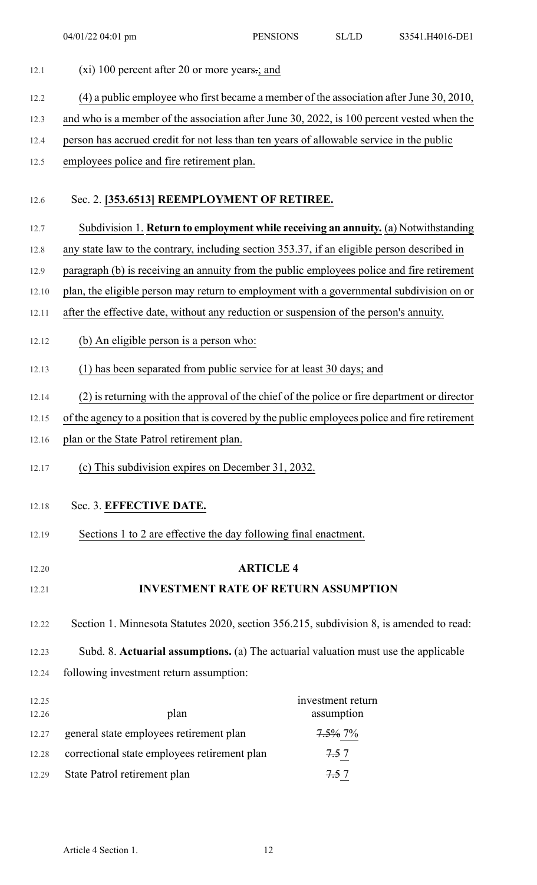(xi) 100 percent after 20 or more years~~.~~; and

(4) a public employee who first became a member of the association after June 30, 2010, and who is a member of the association after June 30, 2022, is 100 percent vested when the person has accrued credit for not less than ten years of allowable service in the public employees police and fire retirement plan.

Sec. 2. **[353.6513] REEMPLOYMENT OF RETIREE.**

Subdivision 1. **Return to employment while receiving an annuity.** (a) Notwithstanding any state law to the contrary, including section 353.37, if an eligible person described in paragraph (b) is receiving an annuity from the public employees police and fire retirement plan, the eligible person may return to employment with a governmental subdivision on or after the effective date, without any reduction or suspension of the person's annuity.

(b) An eligible person is a person who:

(1) has been separated from public service for at least 30 days; and

(2) is returning with the approval of the chief of the police or fire department or director of the agency to a position that is covered by the public employees police and fire retirement plan or the State Patrol retirement plan.

(c) This subdivision expires on December 31, 2032.

Sec. 3. **EFFECTIVE DATE.**

Sections 1 to 2 are effective the day following final enactment.

## ARTICLE 4
## INVESTMENT RATE OF RETURN ASSUMPTION

Section 1. Minnesota Statutes 2020, section 356.215, subdivision 8, is amended to read:

Subd. 8. **Actuarial assumptions.** (a) The actuarial valuation must use the applicable following investment return assumption:

| plan | investment return assumption |
|---|---|
| general state employees retirement plan | ~~7.5%~~ 7% |
| correctional state employees retirement plan | ~~7.5~~ 7 |
| State Patrol retirement plan | ~~7.5~~ 7 |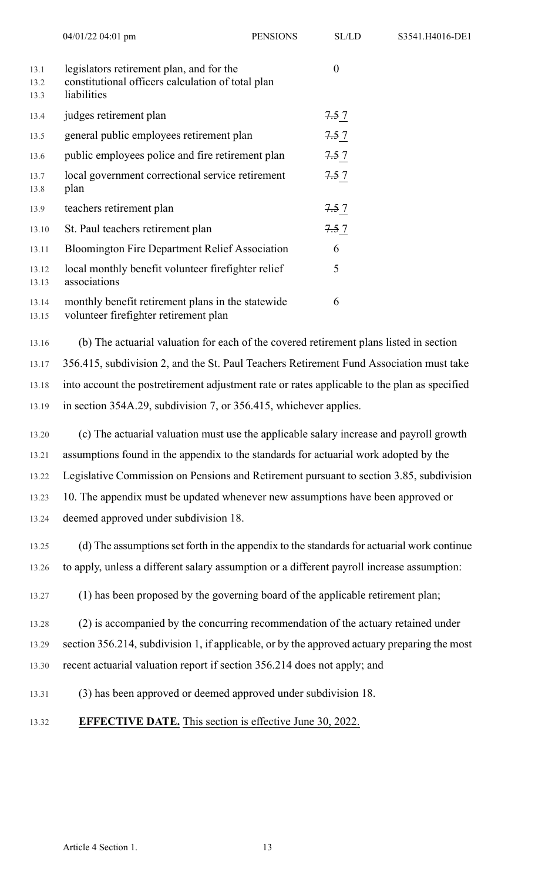| | |
|---|---|
| legislators retirement plan, and for the constitutional officers calculation of total plan liabilities | 0 |
| judges retirement plan | ~~7.5~~ 7 |
| general public employees retirement plan | ~~7.5~~ 7 |
| public employees police and fire retirement plan | ~~7.5~~ 7 |
| local government correctional service retirement plan | ~~7.5~~ 7 |
| teachers retirement plan | ~~7.5~~ 7 |
| St. Paul teachers retirement plan | ~~7.5~~ 7 |
| Bloomington Fire Department Relief Association | 6 |
| local monthly benefit volunteer firefighter relief associations | 5 |
| monthly benefit retirement plans in the statewide volunteer firefighter retirement plan | 6 |

(b) The actuarial valuation for each of the covered retirement plans listed in section 356.415, subdivision 2, and the St. Paul Teachers Retirement Fund Association must take into account the postretirement adjustment rate or rates applicable to the plan as specified in section 354A.29, subdivision 7, or 356.415, whichever applies.

(c) The actuarial valuation must use the applicable salary increase and payroll growth assumptions found in the appendix to the standards for actuarial work adopted by the Legislative Commission on Pensions and Retirement pursuant to section 3.85, subdivision 10. The appendix must be updated whenever new assumptions have been approved or deemed approved under subdivision 18.

(d) The assumptions set forth in the appendix to the standards for actuarial work continue to apply, unless a different salary assumption or a different payroll increase assumption:

(1) has been proposed by the governing board of the applicable retirement plan;

(2) is accompanied by the concurring recommendation of the actuary retained under section 356.214, subdivision 1, if applicable, or by the approved actuary preparing the most recent actuarial valuation report if section 356.214 does not apply; and

(3) has been approved or deemed approved under subdivision 18.

**EFFECTIVE DATE.** This section is effective June 30, 2022.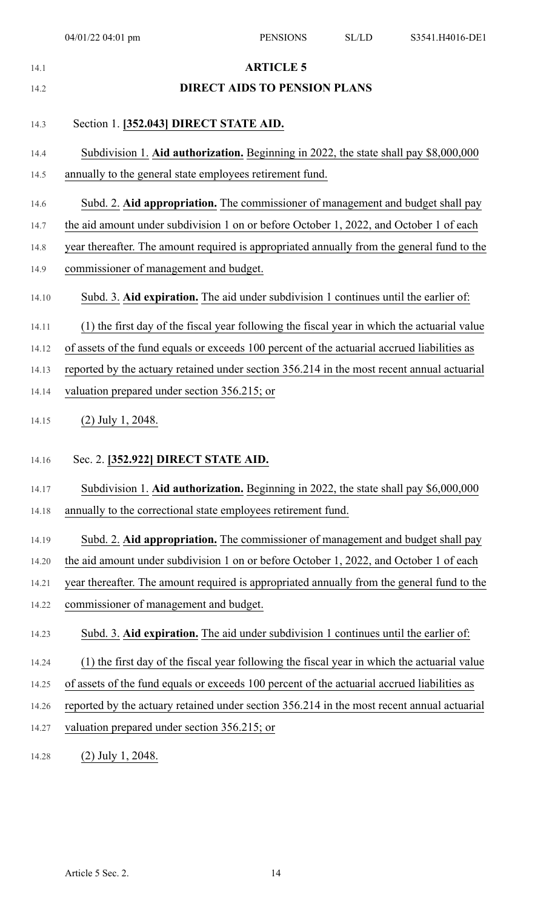# ARTICLE 5

## DIRECT AIDS TO PENSION PLANS

### Section 1. [352.043] DIRECT STATE AID.

Subdivision 1. **Aid authorization.** Beginning in 2022, the state shall pay $8,000,000 annually to the general state employees retirement fund.

Subd. 2. **Aid appropriation.** The commissioner of management and budget shall pay the aid amount under subdivision 1 on or before October 1, 2022, and October 1 of each year thereafter. The amount required is appropriated annually from the general fund to the commissioner of management and budget.

Subd. 3. **Aid expiration.** The aid under subdivision 1 continues until the earlier of:

(1) the first day of the fiscal year following the fiscal year in which the actuarial value of assets of the fund equals or exceeds 100 percent of the actuarial accrued liabilities as reported by the actuary retained under section 356.214 in the most recent annual actuarial valuation prepared under section 356.215; or

(2) July 1, 2048.

### Sec. 2. [352.922] DIRECT STATE AID.

Subdivision 1. **Aid authorization.** Beginning in 2022, the state shall pay $6,000,000 annually to the correctional state employees retirement fund.

Subd. 2. **Aid appropriation.** The commissioner of management and budget shall pay the aid amount under subdivision 1 on or before October 1, 2022, and October 1 of each year thereafter. The amount required is appropriated annually from the general fund to the commissioner of management and budget.

Subd. 3. **Aid expiration.** The aid under subdivision 1 continues until the earlier of:

(1) the first day of the fiscal year following the fiscal year in which the actuarial value of assets of the fund equals or exceeds 100 percent of the actuarial accrued liabilities as reported by the actuary retained under section 356.214 in the most recent annual actuarial valuation prepared under section 356.215; or

(2) July 1, 2048.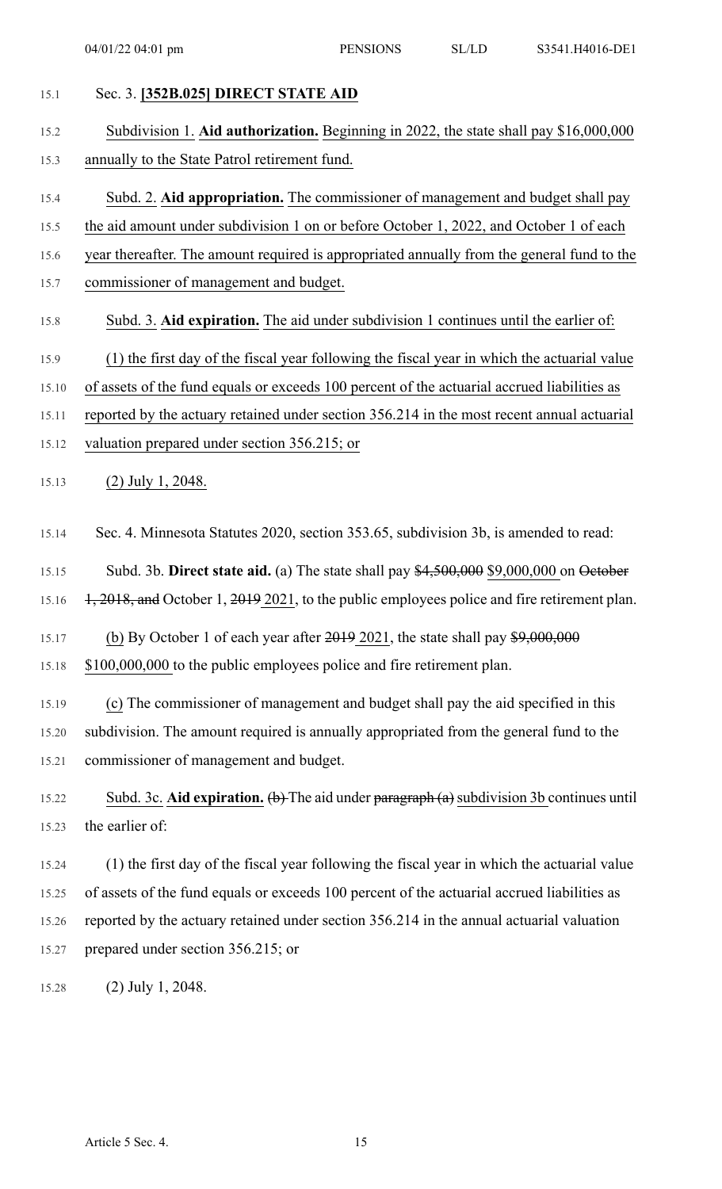Sec. 3. **[352B.025] DIRECT STATE AID**

Subdivision 1. **Aid authorization.** Beginning in 2022, the state shall pay $16,000,000 annually to the State Patrol retirement fund.

Subd. 2. **Aid appropriation.** The commissioner of management and budget shall pay the aid amount under subdivision 1 on or before October 1, 2022, and October 1 of each year thereafter. The amount required is appropriated annually from the general fund to the commissioner of management and budget.

Subd. 3. **Aid expiration.** The aid under subdivision 1 continues until the earlier of:

(1) the first day of the fiscal year following the fiscal year in which the actuarial value of assets of the fund equals or exceeds 100 percent of the actuarial accrued liabilities as reported by the actuary retained under section 356.214 in the most recent annual actuarial valuation prepared under section 356.215; or

(2) July 1, 2048.

Sec. 4. Minnesota Statutes 2020, section 353.65, subdivision 3b, is amended to read:

Subd. 3b. **Direct state aid.** (a) The state shall pay ~~$4,500,000~~ $9,000,000 on ~~October 1, 2018, and~~ October 1, ~~2019~~ 2021, to the public employees police and fire retirement plan.

(b) By October 1 of each year after ~~2019~~ 2021, the state shall pay ~~$9,000,000~~ $100,000,000 to the public employees police and fire retirement plan.

(c) The commissioner of management and budget shall pay the aid specified in this subdivision. The amount required is annually appropriated from the general fund to the commissioner of management and budget.

Subd. 3c. **Aid expiration.** ~~(b)~~ The aid under ~~paragraph (a)~~ subdivision 3b continues until the earlier of:

(1) the first day of the fiscal year following the fiscal year in which the actuarial value of assets of the fund equals or exceeds 100 percent of the actuarial accrued liabilities as reported by the actuary retained under section 356.214 in the annual actuarial valuation prepared under section 356.215; or

(2) July 1, 2048.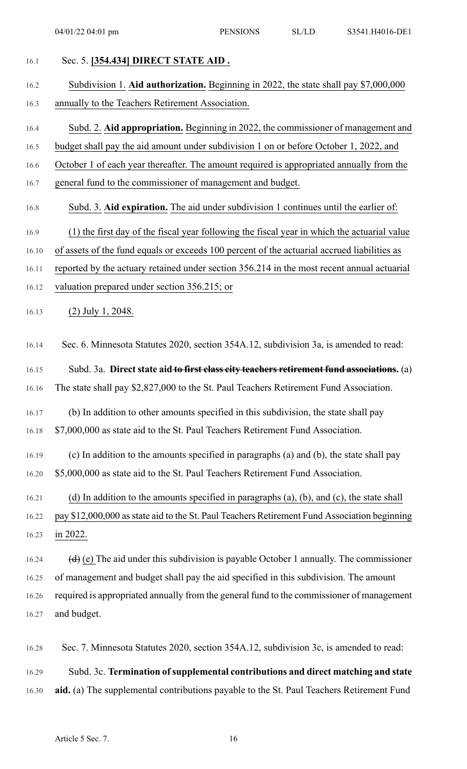Sec. 5. **[354.434] DIRECT STATE AID .**

Subdivision 1. **Aid authorization.** Beginning in 2022, the state shall pay $7,000,000 annually to the Teachers Retirement Association.

Subd. 2. **Aid appropriation.** Beginning in 2022, the commissioner of management and budget shall pay the aid amount under subdivision 1 on or before October 1, 2022, and October 1 of each year thereafter. The amount required is appropriated annually from the general fund to the commissioner of management and budget.

Subd. 3. **Aid expiration.** The aid under subdivision 1 continues until the earlier of:

(1) the first day of the fiscal year following the fiscal year in which the actuarial value of assets of the fund equals or exceeds 100 percent of the actuarial accrued liabilities as reported by the actuary retained under section 356.214 in the most recent annual actuarial valuation prepared under section 356.215; or

(2) July 1, 2048.

Sec. 6. Minnesota Statutes 2020, section 354A.12, subdivision 3a, is amended to read:

Subd. 3a. **Direct state aid ~~to first class city teachers retirement fund associations~~.** (a) The state shall pay $2,827,000 to the St. Paul Teachers Retirement Fund Association.

(b) In addition to other amounts specified in this subdivision, the state shall pay $7,000,000 as state aid to the St. Paul Teachers Retirement Fund Association.

(c) In addition to the amounts specified in paragraphs (a) and (b), the state shall pay $5,000,000 as state aid to the St. Paul Teachers Retirement Fund Association.

(d) In addition to the amounts specified in paragraphs (a), (b), and (c), the state shall pay $12,000,000 as state aid to the St. Paul Teachers Retirement Fund Association beginning in 2022.

~~(d)~~ (e) The aid under this subdivision is payable October 1 annually. The commissioner of management and budget shall pay the aid specified in this subdivision. The amount required is appropriated annually from the general fund to the commissioner of management and budget.

Sec. 7. Minnesota Statutes 2020, section 354A.12, subdivision 3c, is amended to read:

Subd. 3c. **Termination of supplemental contributions and direct matching and state aid.** (a) The supplemental contributions payable to the St. Paul Teachers Retirement Fund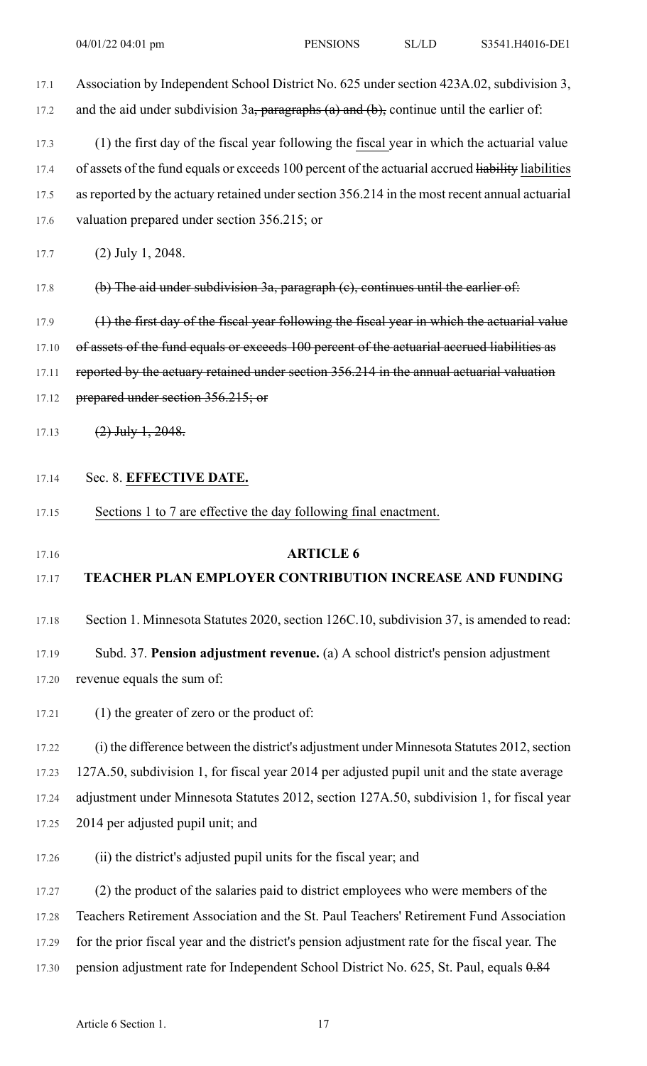Association by Independent School District No. 625 under section 423A.02, subdivision 3, and the aid under subdivision 3a~~, paragraphs (a) and (b),~~ continue until the earlier of:

(1) the first day of the fiscal year following the fiscal year in which the actuarial value of assets of the fund equals or exceeds 100 percent of the actuarial accrued ~~liability~~ liabilities as reported by the actuary retained under section 356.214 in the most recent annual actuarial valuation prepared under section 356.215; or

(2) July 1, 2048.

~~(b) The aid under subdivision 3a, paragraph (c), continues until the earlier of:~~

~~(1) the first day of the fiscal year following the fiscal year in which the actuarial value of assets of the fund equals or exceeds 100 percent of the actuarial accrued liabilities as reported by the actuary retained under section 356.214 in the annual actuarial valuation prepared under section 356.215; or~~

~~(2) July 1, 2048.~~

Sec. 8. **EFFECTIVE DATE.**

Sections 1 to 7 are effective the day following final enactment.

## ARTICLE 6

## TEACHER PLAN EMPLOYER CONTRIBUTION INCREASE AND FUNDING

Section 1. Minnesota Statutes 2020, section 126C.10, subdivision 37, is amended to read:

Subd. 37. **Pension adjustment revenue.** (a) A school district's pension adjustment revenue equals the sum of:

(1) the greater of zero or the product of:

(i) the difference between the district's adjustment under Minnesota Statutes 2012, section 127A.50, subdivision 1, for fiscal year 2014 per adjusted pupil unit and the state average adjustment under Minnesota Statutes 2012, section 127A.50, subdivision 1, for fiscal year 2014 per adjusted pupil unit; and

(ii) the district's adjusted pupil units for the fiscal year; and

(2) the product of the salaries paid to district employees who were members of the Teachers Retirement Association and the St. Paul Teachers' Retirement Fund Association for the prior fiscal year and the district's pension adjustment rate for the fiscal year. The pension adjustment rate for Independent School District No. 625, St. Paul, equals ~~0.84~~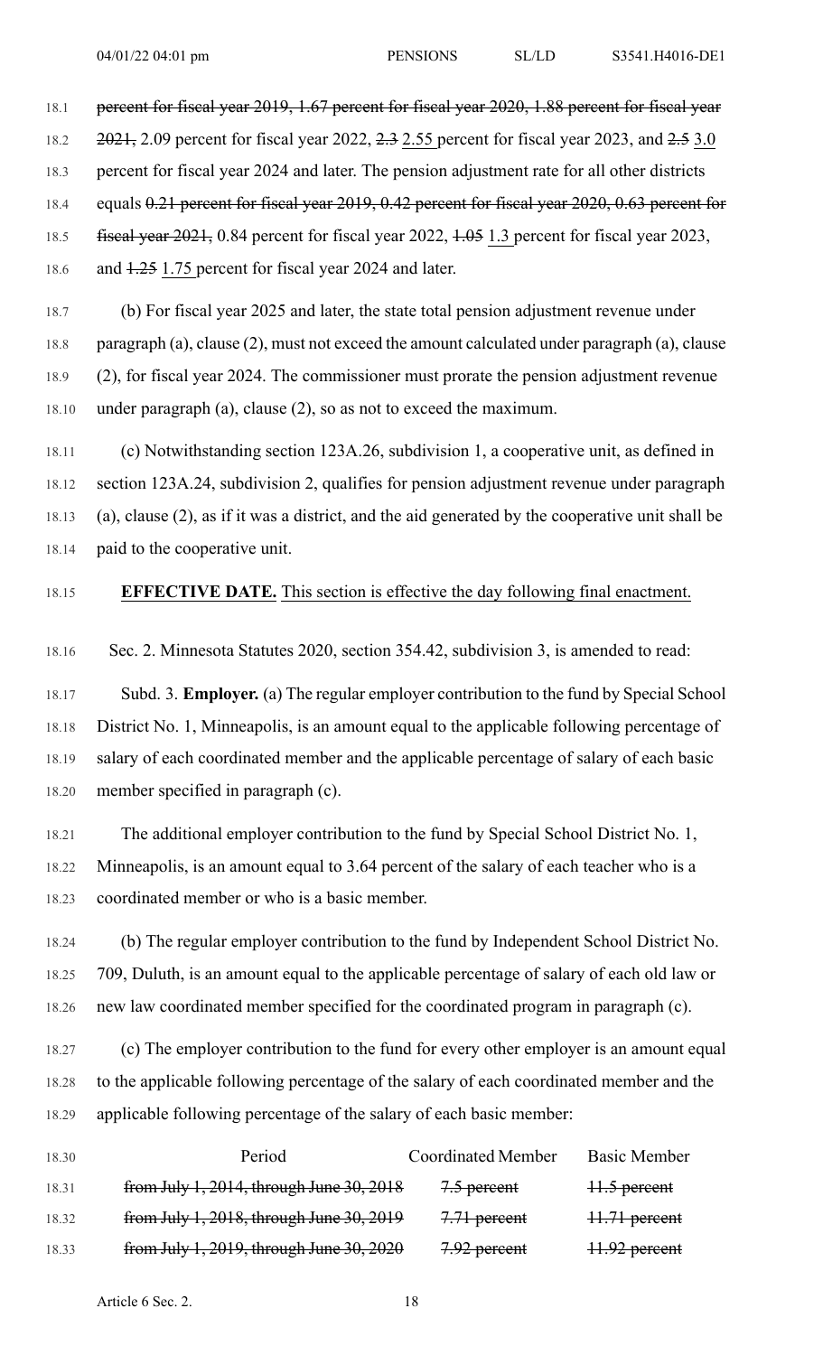~~percent for fiscal year 2019, 1.67 percent for fiscal year 2020, 1.88 percent for fiscal year 2021,~~ 2.09 percent for fiscal year 2022, ~~2.3~~ <u>2.55</u> percent for fiscal year 2023, and ~~2.5~~ <u>3.0</u> percent for fiscal year 2024 and later. The pension adjustment rate for all other districts equals ~~0.21 percent for fiscal year 2019, 0.42 percent for fiscal year 2020, 0.63 percent for fiscal year 2021,~~ 0.84 percent for fiscal year 2022, ~~1.05~~ <u>1.3</u> percent for fiscal year 2023, and ~~1.25~~ <u>1.75</u> percent for fiscal year 2024 and later.

(b) For fiscal year 2025 and later, the state total pension adjustment revenue under paragraph (a), clause (2), must not exceed the amount calculated under paragraph (a), clause (2), for fiscal year 2024. The commissioner must prorate the pension adjustment revenue under paragraph (a), clause (2), so as not to exceed the maximum.

(c) Notwithstanding section 123A.26, subdivision 1, a cooperative unit, as defined in section 123A.24, subdivision 2, qualifies for pension adjustment revenue under paragraph (a), clause (2), as if it was a district, and the aid generated by the cooperative unit shall be paid to the cooperative unit.

**EFFECTIVE DATE.** <u>This section is effective the day following final enactment.</u>

Sec. 2. Minnesota Statutes 2020, section 354.42, subdivision 3, is amended to read:

Subd. 3. **Employer.** (a) The regular employer contribution to the fund by Special School District No. 1, Minneapolis, is an amount equal to the applicable following percentage of salary of each coordinated member and the applicable percentage of salary of each basic member specified in paragraph (c).

The additional employer contribution to the fund by Special School District No. 1, Minneapolis, is an amount equal to 3.64 percent of the salary of each teacher who is a coordinated member or who is a basic member.

(b) The regular employer contribution to the fund by Independent School District No. 709, Duluth, is an amount equal to the applicable percentage of salary of each old law or new law coordinated member specified for the coordinated program in paragraph (c).

(c) The employer contribution to the fund for every other employer is an amount equal to the applicable following percentage of the salary of each coordinated member and the applicable following percentage of the salary of each basic member:

| Period | Coordinated Member | Basic Member |
|---|---|---|
| ~~from July 1, 2014, through June 30, 2018~~ | ~~7.5 percent~~ | ~~11.5 percent~~ |
| ~~from July 1, 2018, through June 30, 2019~~ | ~~7.71 percent~~ | ~~11.71 percent~~ |
| ~~from July 1, 2019, through June 30, 2020~~ | ~~7.92 percent~~ | ~~11.92 percent~~ |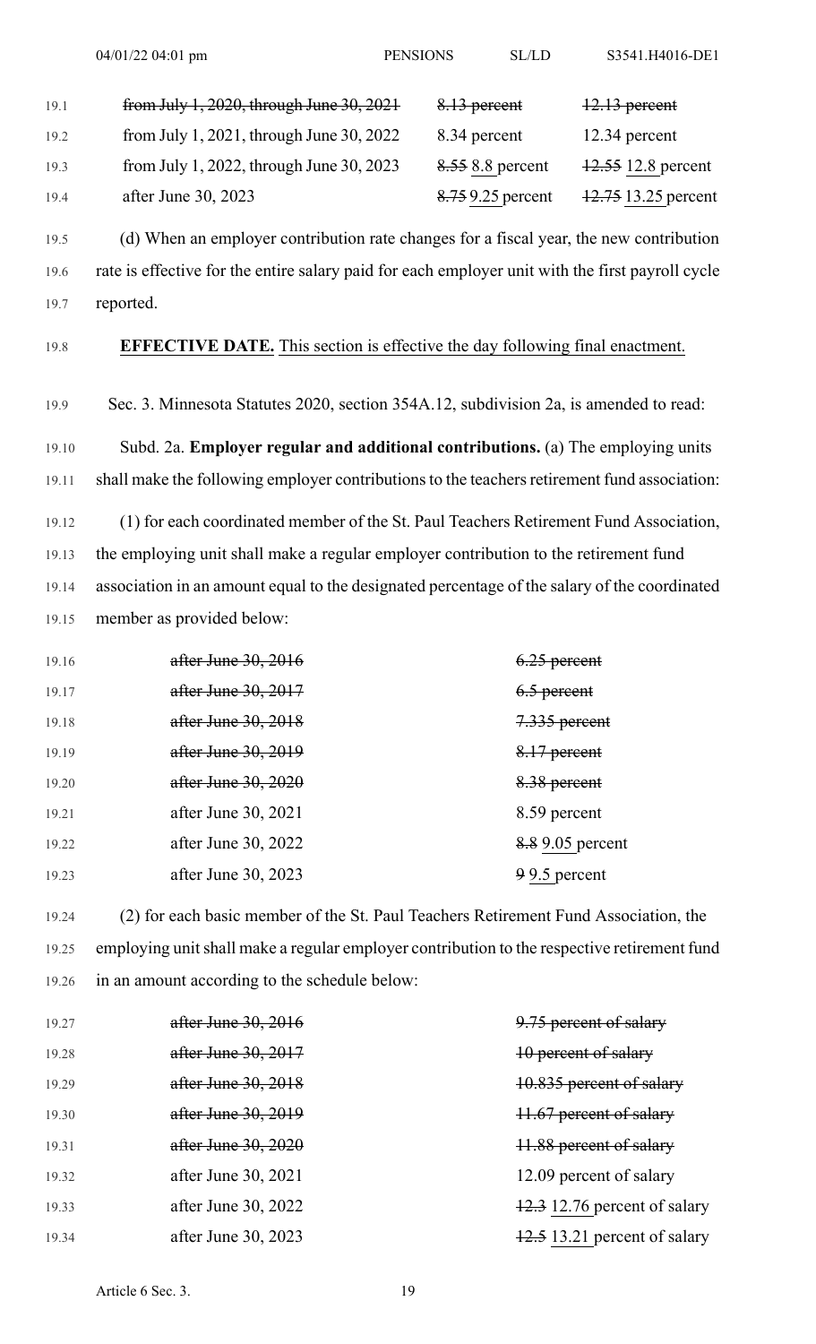| | | |
|---|---|---|
| ~~from July 1, 2020, through June 30, 2021~~ | ~~8.13 percent~~ | ~~12.13 percent~~ |
| from July 1, 2021, through June 30, 2022 | 8.34 percent | 12.34 percent |
| from July 1, 2022, through June 30, 2023 | ~~8.55~~ 8.8 percent | ~~12.55~~ 12.8 percent |
| after June 30, 2023 | ~~8.75~~ 9.25 percent | ~~12.75~~ 13.25 percent |

(d) When an employer contribution rate changes for a fiscal year, the new contribution rate is effective for the entire salary paid for each employer unit with the first payroll cycle reported.

**EFFECTIVE DATE.** This section is effective the day following final enactment.

Sec. 3. Minnesota Statutes 2020, section 354A.12, subdivision 2a, is amended to read:

Subd. 2a. **Employer regular and additional contributions.** (a) The employing units shall make the following employer contributions to the teachers retirement fund association:

(1) for each coordinated member of the St. Paul Teachers Retirement Fund Association, the employing unit shall make a regular employer contribution to the retirement fund association in an amount equal to the designated percentage of the salary of the coordinated member as provided below:

| | |
|---|---|
| ~~after June 30, 2016~~ | ~~6.25 percent~~ |
| ~~after June 30, 2017~~ | ~~6.5 percent~~ |
| ~~after June 30, 2018~~ | ~~7.335 percent~~ |
| ~~after June 30, 2019~~ | ~~8.17 percent~~ |
| ~~after June 30, 2020~~ | ~~8.38 percent~~ |
| after June 30, 2021 | 8.59 percent |
| after June 30, 2022 | ~~8.8~~ 9.05 percent |
| after June 30, 2023 | ~~9~~ 9.5 percent |

(2) for each basic member of the St. Paul Teachers Retirement Fund Association, the employing unit shall make a regular employer contribution to the respective retirement fund in an amount according to the schedule below:

| | |
|---|---|
| ~~after June 30, 2016~~ | ~~9.75 percent of salary~~ |
| ~~after June 30, 2017~~ | ~~10 percent of salary~~ |
| ~~after June 30, 2018~~ | ~~10.835 percent of salary~~ |
| ~~after June 30, 2019~~ | ~~11.67 percent of salary~~ |
| ~~after June 30, 2020~~ | ~~11.88 percent of salary~~ |
| after June 30, 2021 | 12.09 percent of salary |
| after June 30, 2022 | ~~12.3~~ 12.76 percent of salary |
| after June 30, 2023 | ~~12.5~~ 13.21 percent of salary |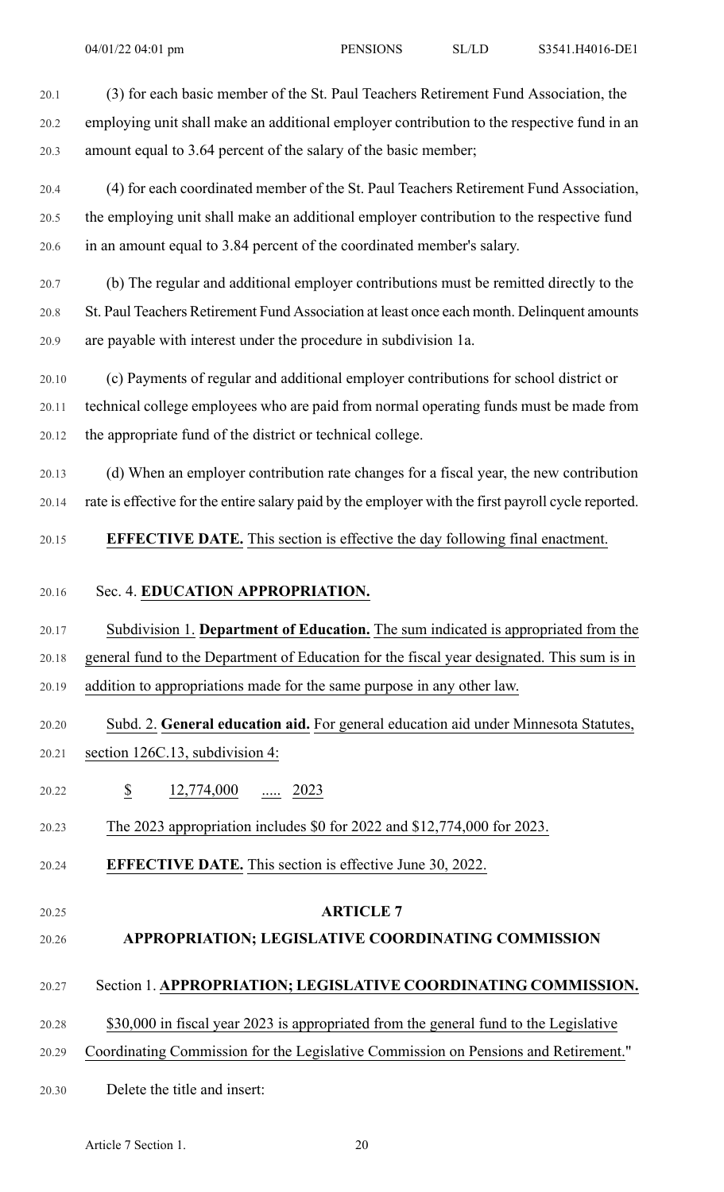(3) for each basic member of the St. Paul Teachers Retirement Fund Association, the employing unit shall make an additional employer contribution to the respective fund in an amount equal to 3.64 percent of the salary of the basic member;

(4) for each coordinated member of the St. Paul Teachers Retirement Fund Association, the employing unit shall make an additional employer contribution to the respective fund in an amount equal to 3.84 percent of the coordinated member's salary.

(b) The regular and additional employer contributions must be remitted directly to the St. Paul Teachers Retirement Fund Association at least once each month. Delinquent amounts are payable with interest under the procedure in subdivision 1a.

(c) Payments of regular and additional employer contributions for school district or technical college employees who are paid from normal operating funds must be made from the appropriate fund of the district or technical college.

(d) When an employer contribution rate changes for a fiscal year, the new contribution rate is effective for the entire salary paid by the employer with the first payroll cycle reported.

**EFFECTIVE DATE.** This section is effective the day following final enactment.

Sec. 4. **EDUCATION APPROPRIATION.**

Subdivision 1. **Department of Education.** The sum indicated is appropriated from the general fund to the Department of Education for the fiscal year designated. This sum is in addition to appropriations made for the same purpose in any other law.

Subd. 2. **General education aid.** For general education aid under Minnesota Statutes, section 126C.13, subdivision 4:

$ 12,774,000 ..... 2023

The 2023 appropriation includes $0 for 2022 and $12,774,000 for 2023.

**EFFECTIVE DATE.** This section is effective June 30, 2022.

**ARTICLE 7**

**APPROPRIATION; LEGISLATIVE COORDINATING COMMISSION**

Section 1. **APPROPRIATION; LEGISLATIVE COORDINATING COMMISSION.**

$30,000 in fiscal year 2023 is appropriated from the general fund to the Legislative Coordinating Commission for the Legislative Commission on Pensions and Retirement."

Delete the title and insert: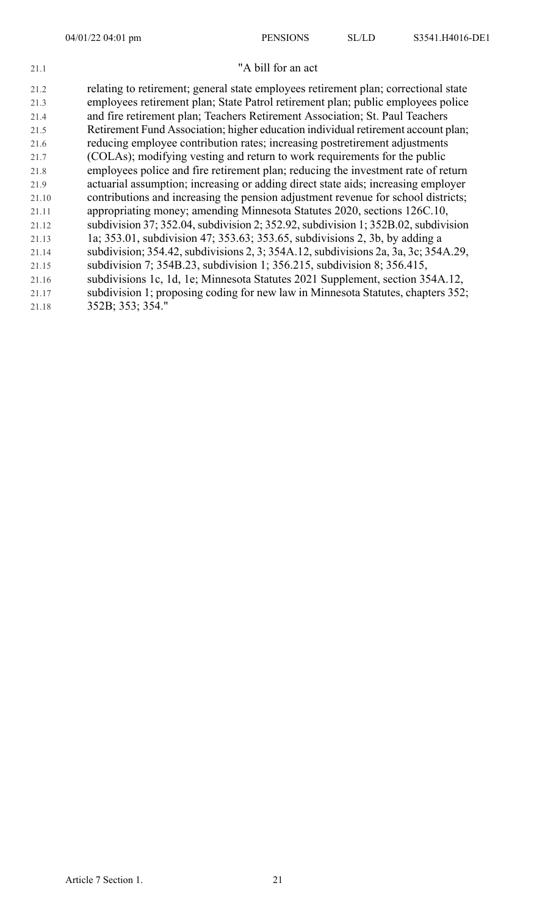"A bill for an act

relating to retirement; general state employees retirement plan; correctional state employees retirement plan; State Patrol retirement plan; public employees police and fire retirement plan; Teachers Retirement Association; St. Paul Teachers Retirement Fund Association; higher education individual retirement account plan; reducing employee contribution rates; increasing postretirement adjustments (COLAs); modifying vesting and return to work requirements for the public employees police and fire retirement plan; reducing the investment rate of return actuarial assumption; increasing or adding direct state aids; increasing employer contributions and increasing the pension adjustment revenue for school districts; appropriating money; amending Minnesota Statutes 2020, sections 126C.10, subdivision 37; 352.04, subdivision 2; 352.92, subdivision 1; 352B.02, subdivision 1a; 353.01, subdivision 47; 353.63; 353.65, subdivisions 2, 3b, by adding a subdivision; 354.42, subdivisions 2, 3; 354A.12, subdivisions 2a, 3a, 3c; 354A.29, subdivision 7; 354B.23, subdivision 1; 356.215, subdivision 8; 356.415, subdivisions 1c, 1d, 1e; Minnesota Statutes 2021 Supplement, section 354A.12, subdivision 1; proposing coding for new law in Minnesota Statutes, chapters 352; 352B; 353; 354."